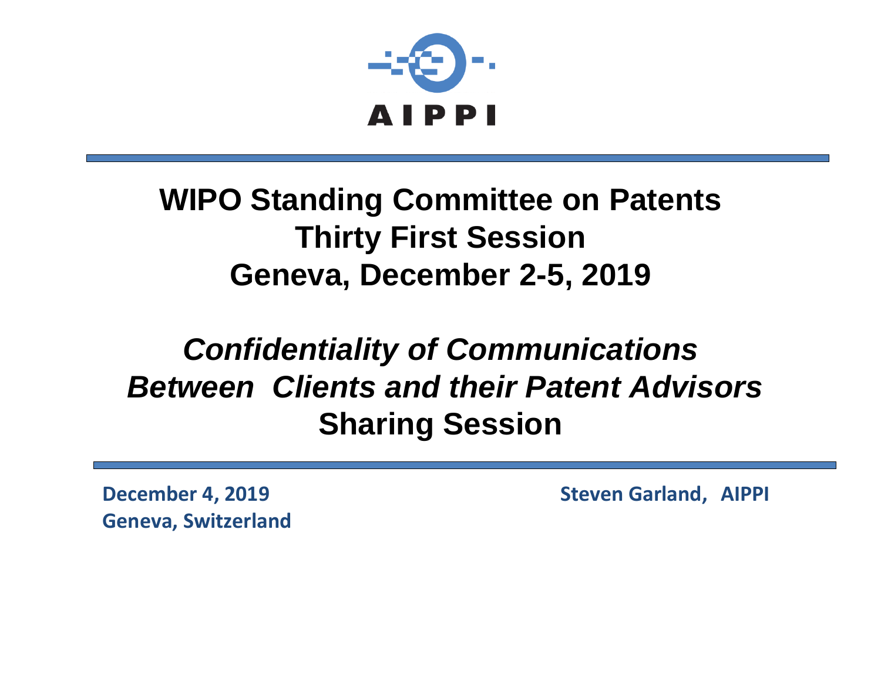AIPPI

# WIPO Standing Committee on Patents
# Thirty First Session
# Geneva, December 2-5, 2019

## *Confidentiality of Communications Between Clients and their Patent Advisors*
## Sharing Session

**December 4, 2019**
**Geneva, Switzerland**

**Steven Garland, AIPPI**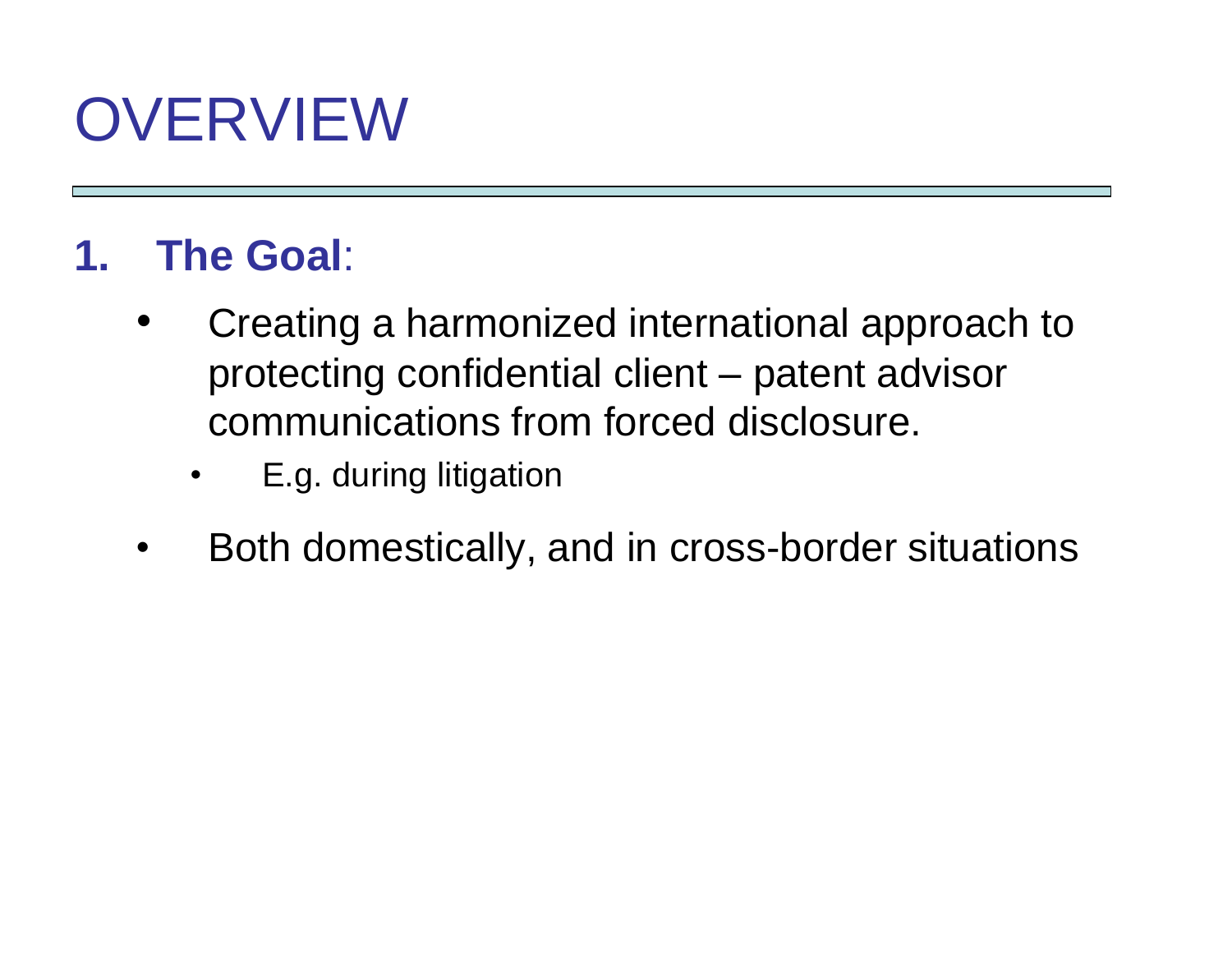# OVERVIEW

1. **The Goal**:
   - Creating a harmonized international approach to protecting confidential client – patent advisor communications from forced disclosure.
     - E.g. during litigation
   - Both domestically, and in cross-border situations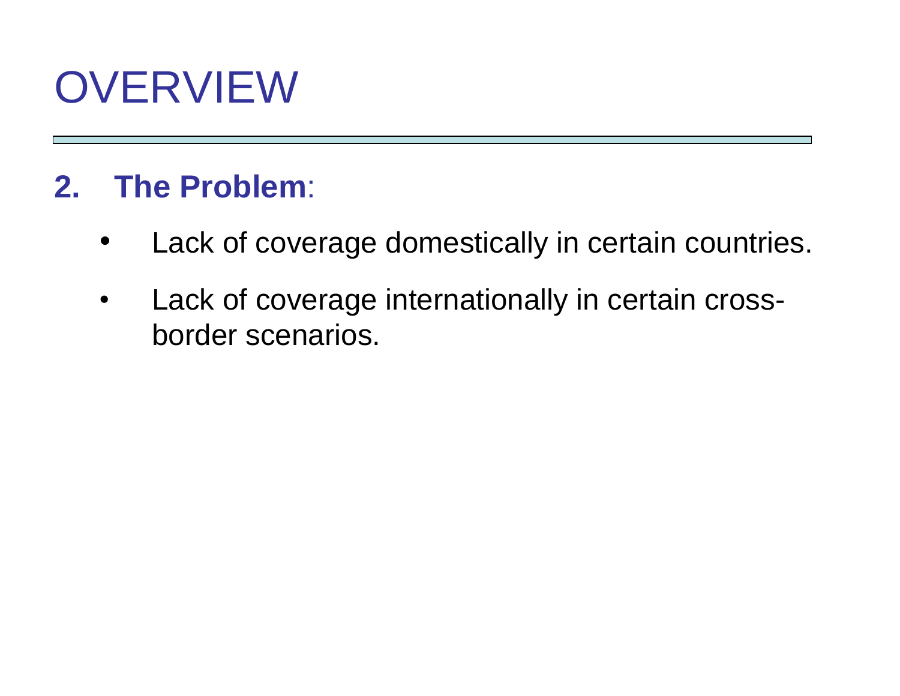# OVERVIEW

## 2. **The Problem**:

- Lack of coverage domestically in certain countries.
- Lack of coverage internationally in certain cross-border scenarios.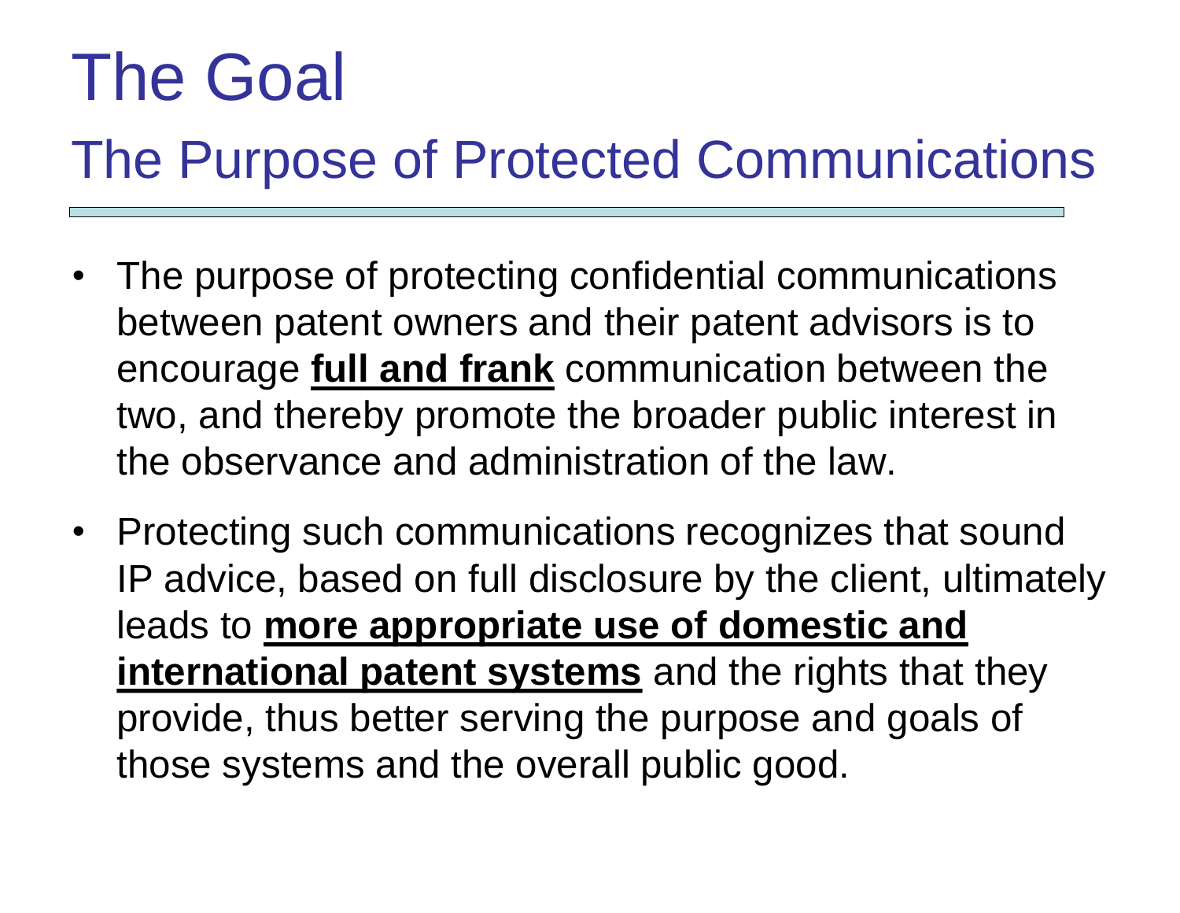# The Goal

## The Purpose of Protected Communications

- The purpose of protecting confidential communications between patent owners and their patent advisors is to encourage **full and frank** communication between the two, and thereby promote the broader public interest in the observance and administration of the law.
- Protecting such communications recognizes that sound IP advice, based on full disclosure by the client, ultimately leads to **more appropriate use of domestic and international patent systems** and the rights that they provide, thus better serving the purpose and goals of those systems and the overall public good.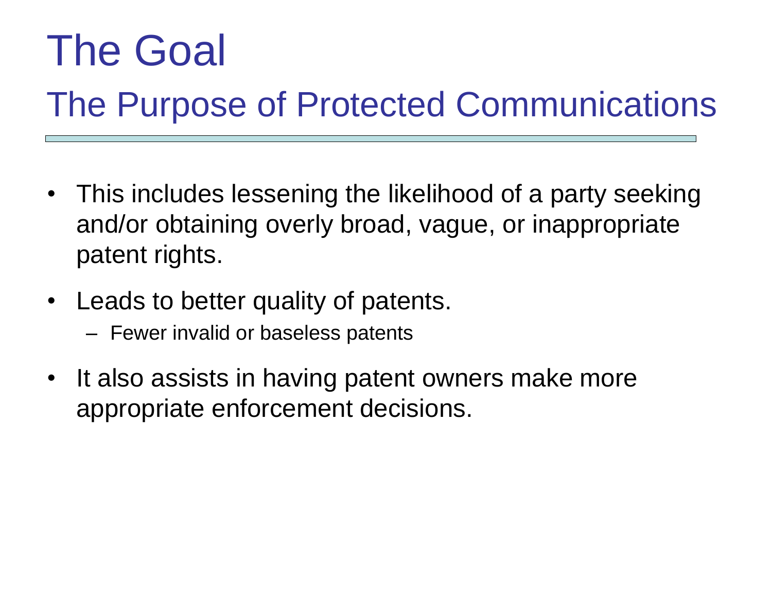# The Goal

## The Purpose of Protected Communications

- This includes lessening the likelihood of a party seeking and/or obtaining overly broad, vague, or inappropriate patent rights.
- Leads to better quality of patents.
  - Fewer invalid or baseless patents
- It also assists in having patent owners make more appropriate enforcement decisions.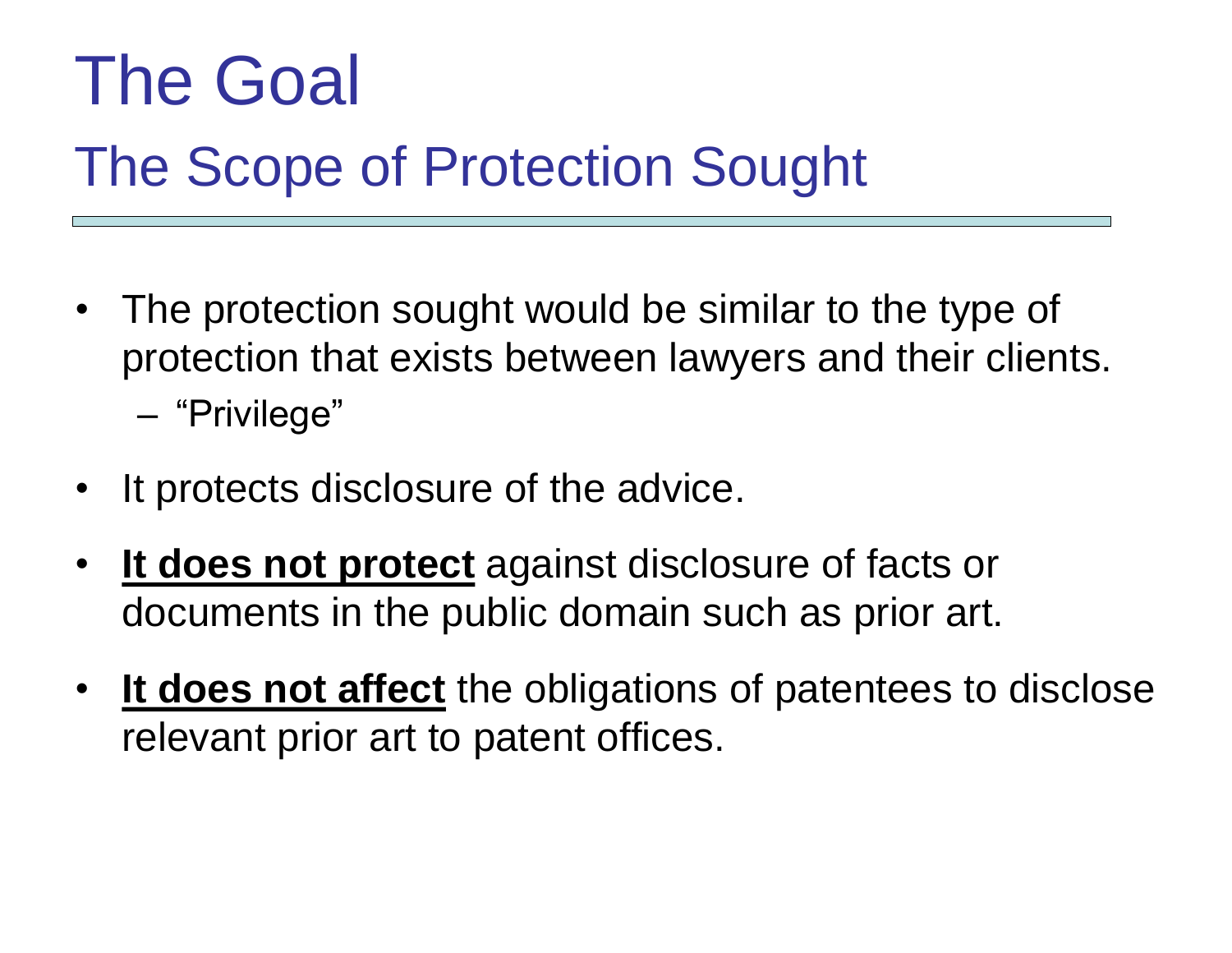# The Goal

## The Scope of Protection Sought

- The protection sought would be similar to the type of protection that exists between lawyers and their clients.
  - "Privilege"
- It protects disclosure of the advice.
- **It does not protect** against disclosure of facts or documents in the public domain such as prior art.
- **It does not affect** the obligations of patentees to disclose relevant prior art to patent offices.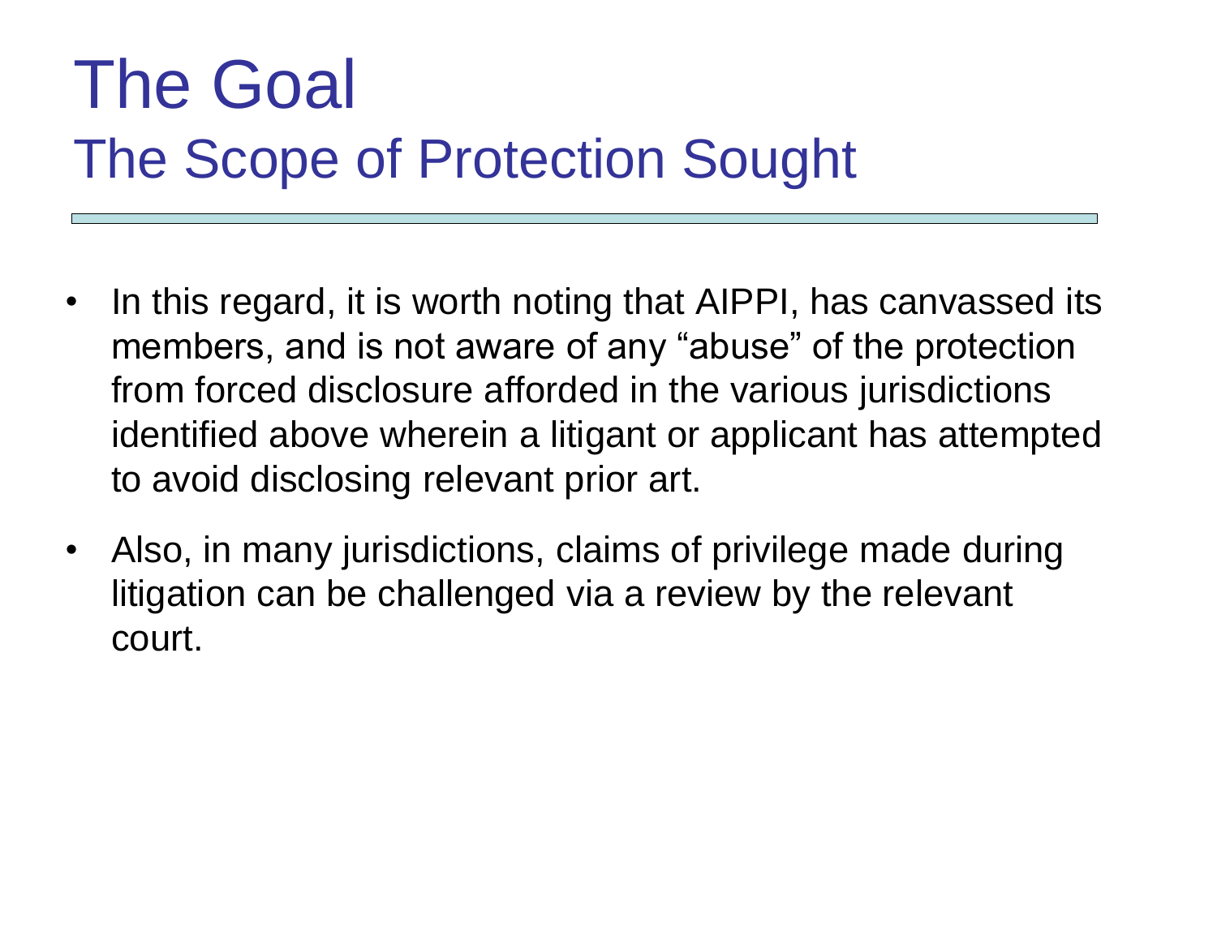# The Goal

## The Scope of Protection Sought

- In this regard, it is worth noting that AIPPI, has canvassed its members, and is not aware of any “abuse” of the protection from forced disclosure afforded in the various jurisdictions identified above wherein a litigant or applicant has attempted to avoid disclosing relevant prior art.
- Also, in many jurisdictions, claims of privilege made during litigation can be challenged via a review by the relevant court.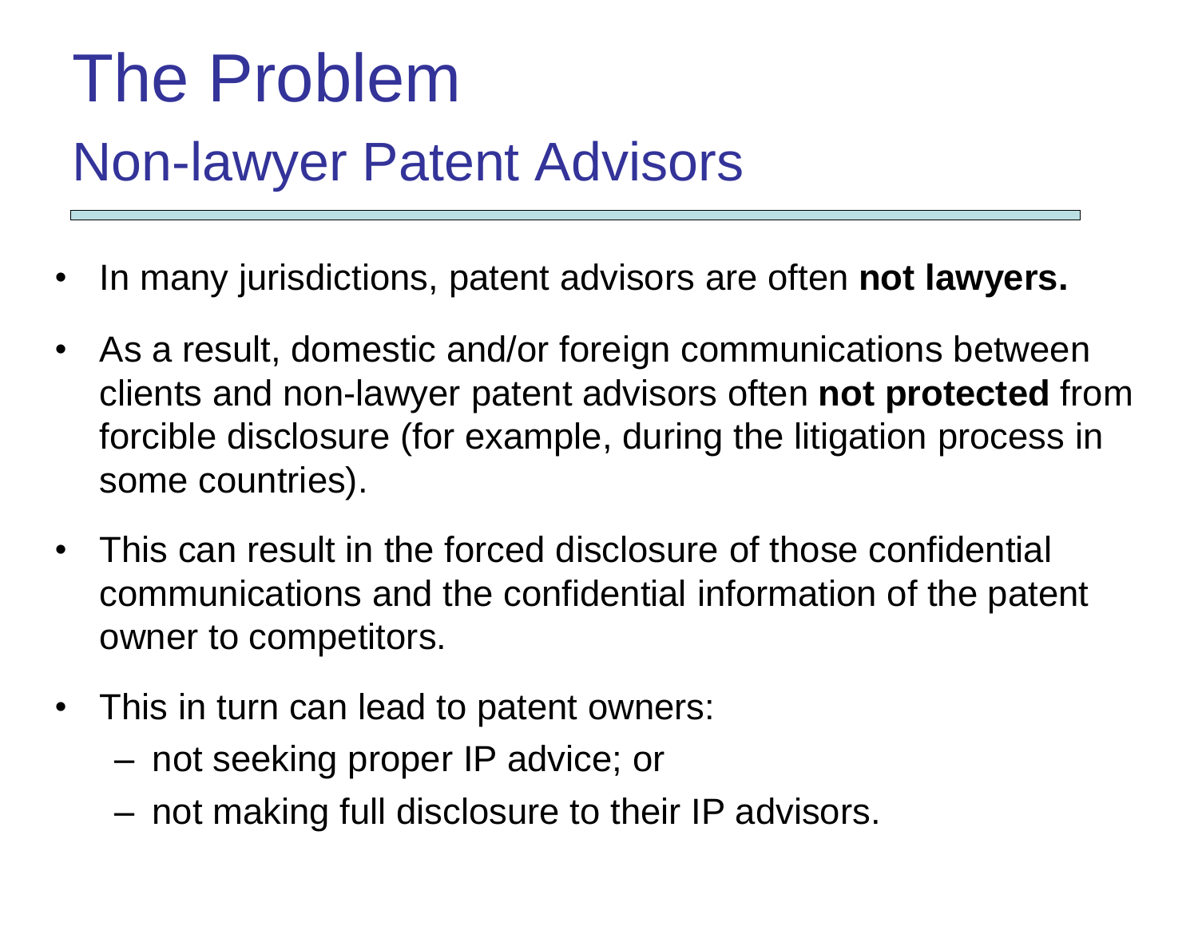# The Problem

## Non-lawyer Patent Advisors

- In many jurisdictions, patent advisors are often **not lawyers.**
- As a result, domestic and/or foreign communications between clients and non-lawyer patent advisors often **not protected** from forcible disclosure (for example, during the litigation process in some countries).
- This can result in the forced disclosure of those confidential communications and the confidential information of the patent owner to competitors.
- This in turn can lead to patent owners:
  - not seeking proper IP advice; or
  - not making full disclosure to their IP advisors.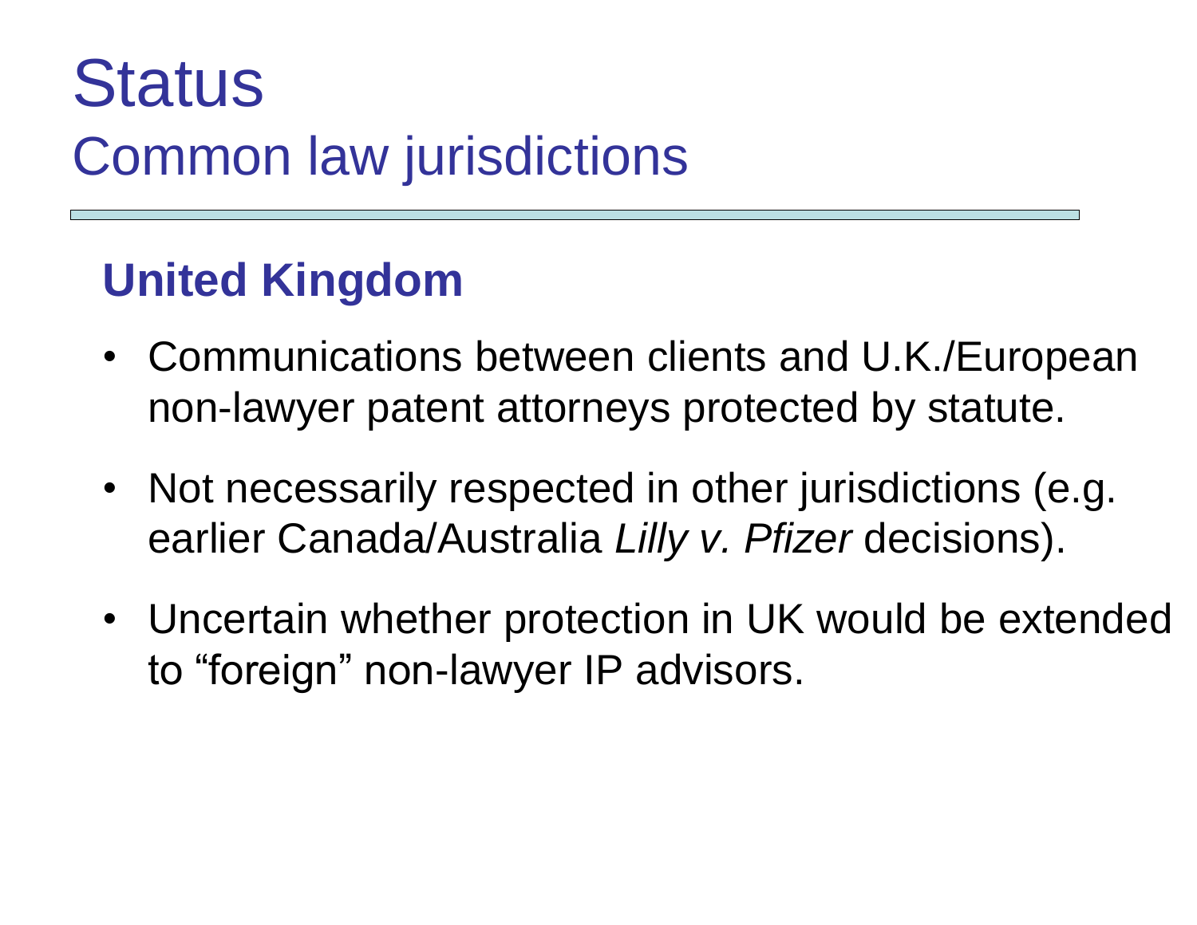# Status

## Common law jurisdictions

### United Kingdom

- Communications between clients and U.K./European non-lawyer patent attorneys protected by statute.
- Not necessarily respected in other jurisdictions (e.g. earlier Canada/Australia *Lilly v. Pfizer* decisions).
- Uncertain whether protection in UK would be extended to "foreign" non-lawyer IP advisors.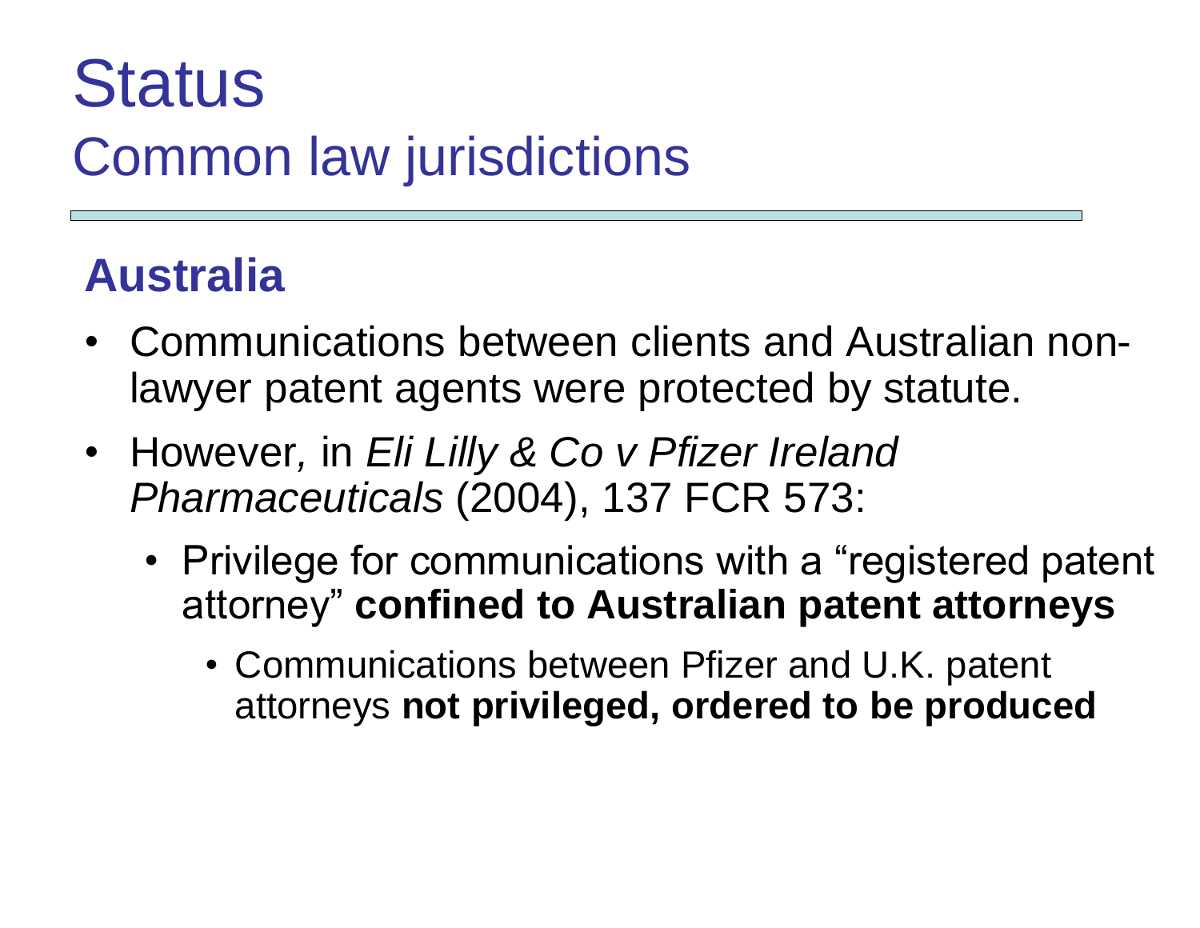# Status

## Common law jurisdictions

### Australia

- Communications between clients and Australian non-lawyer patent agents were protected by statute.
- However, in *Eli Lilly & Co v Pfizer Ireland Pharmaceuticals* (2004), 137 FCR 573:
  - Privilege for communications with a “registered patent attorney” **confined to Australian patent attorneys**
    - Communications between Pfizer and U.K. patent attorneys **not privileged, ordered to be produced**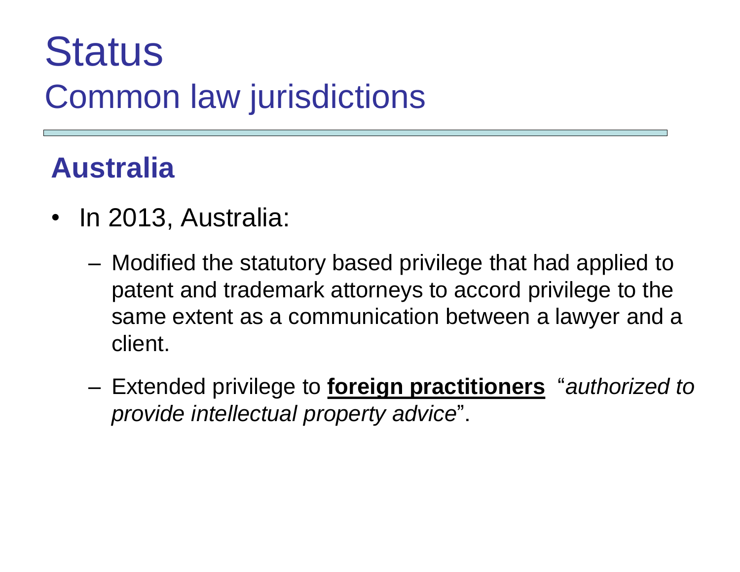# Status

## Common law jurisdictions

### Australia

- In 2013, Australia:
  - Modified the statutory based privilege that had applied to patent and trademark attorneys to accord privilege to the same extent as a communication between a lawyer and a client.
  - Extended privilege to **foreign practitioners** "*authorized to provide intellectual property advice*".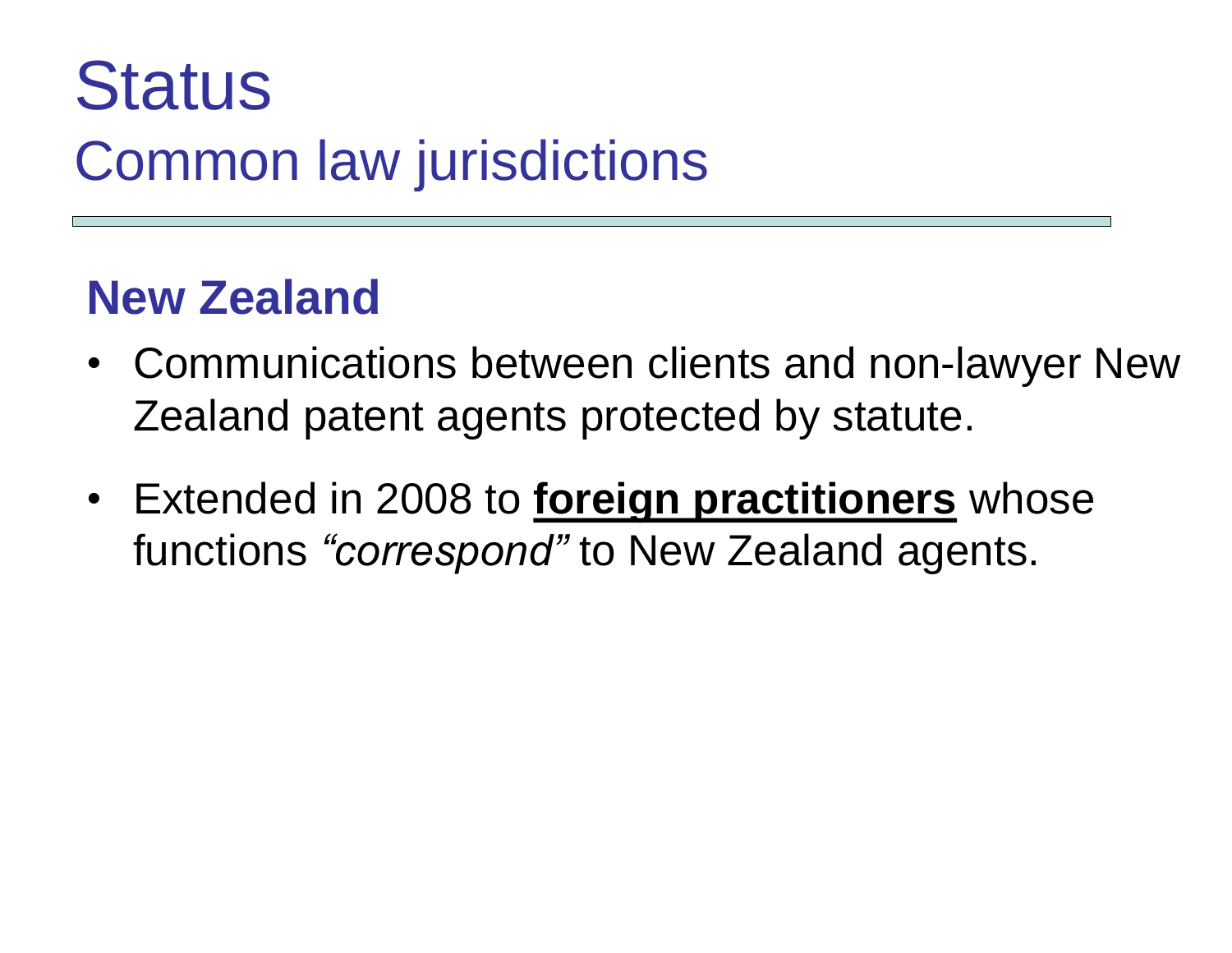# Status

## Common law jurisdictions

### New Zealand

- Communications between clients and non-lawyer New Zealand patent agents protected by statute.
- Extended in 2008 to **foreign practitioners** whose functions *"correspond"* to New Zealand agents.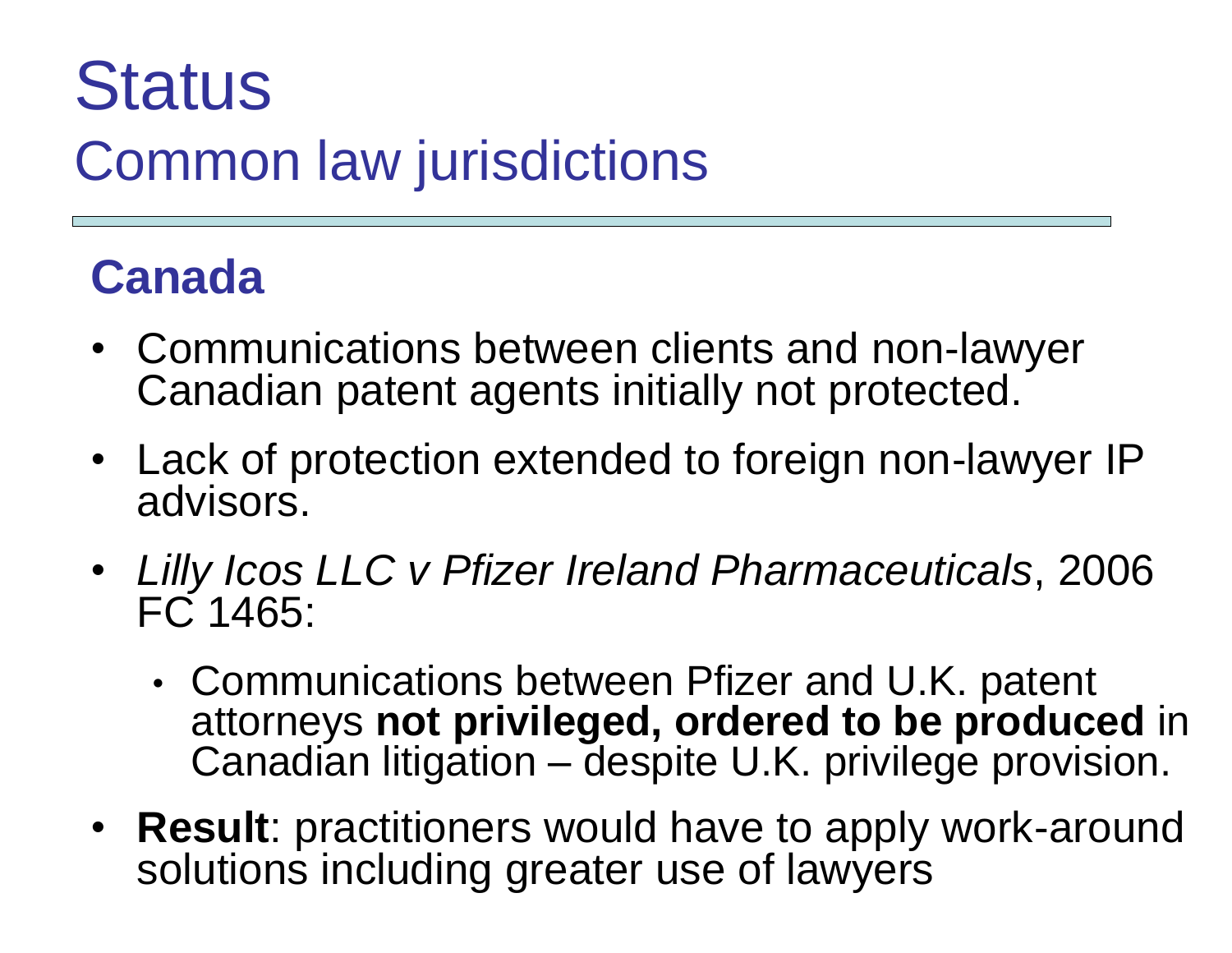# Status

## Common law jurisdictions

### Canada

- Communications between clients and non-lawyer Canadian patent agents initially not protected.
- Lack of protection extended to foreign non-lawyer IP advisors.
- *Lilly Icos LLC v Pfizer Ireland Pharmaceuticals*, 2006 FC 1465:
  - Communications between Pfizer and U.K. patent attorneys **not privileged, ordered to be produced** in Canadian litigation – despite U.K. privilege provision.
- **Result**: practitioners would have to apply work-around solutions including greater use of lawyers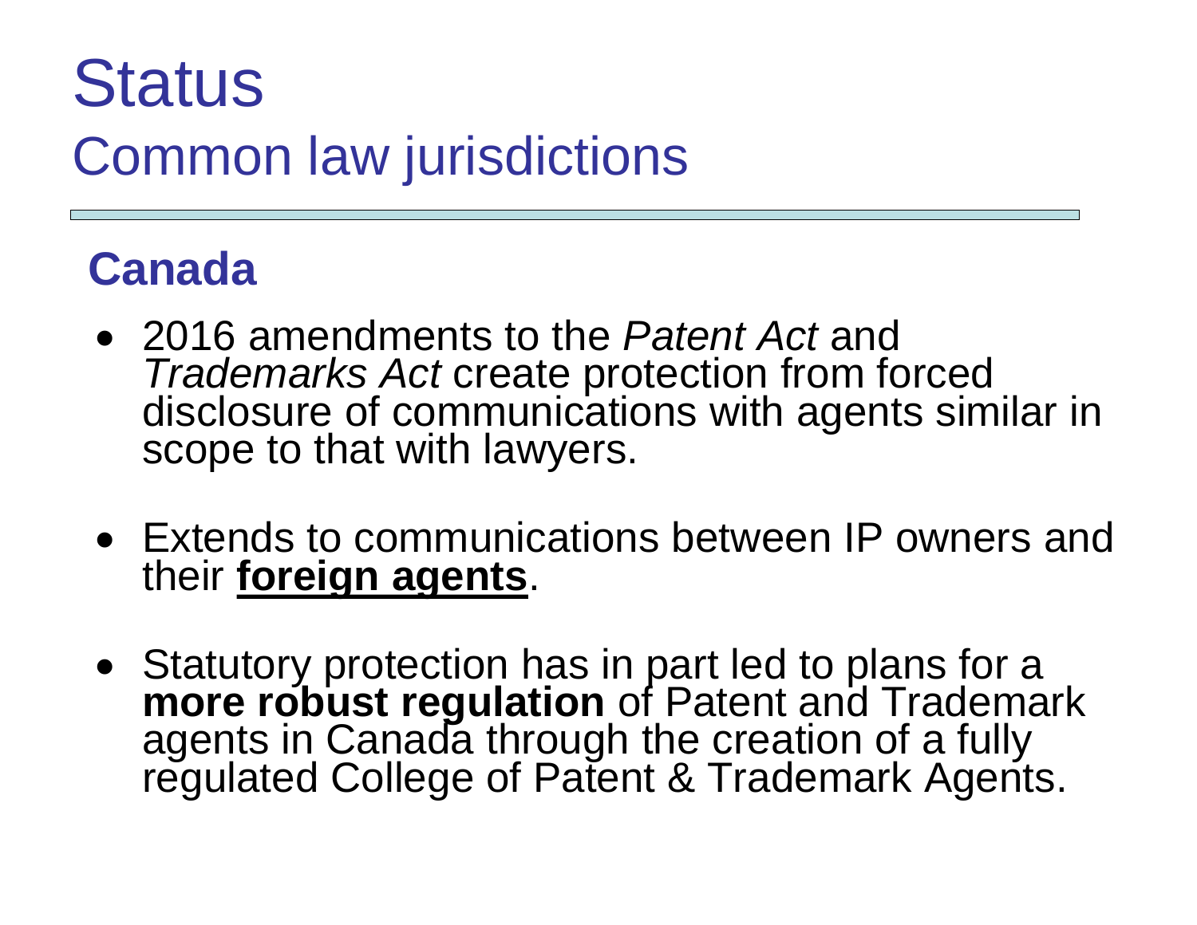# Status

## Common law jurisdictions

### Canada

- 2016 amendments to the *Patent Act* and *Trademarks Act* create protection from forced disclosure of communications with agents similar in scope to that with lawyers.
- Extends to communications between IP owners and their **foreign agents**.
- Statutory protection has in part led to plans for a **more robust regulation** of Patent and Trademark agents in Canada through the creation of a fully regulated College of Patent & Trademark Agents.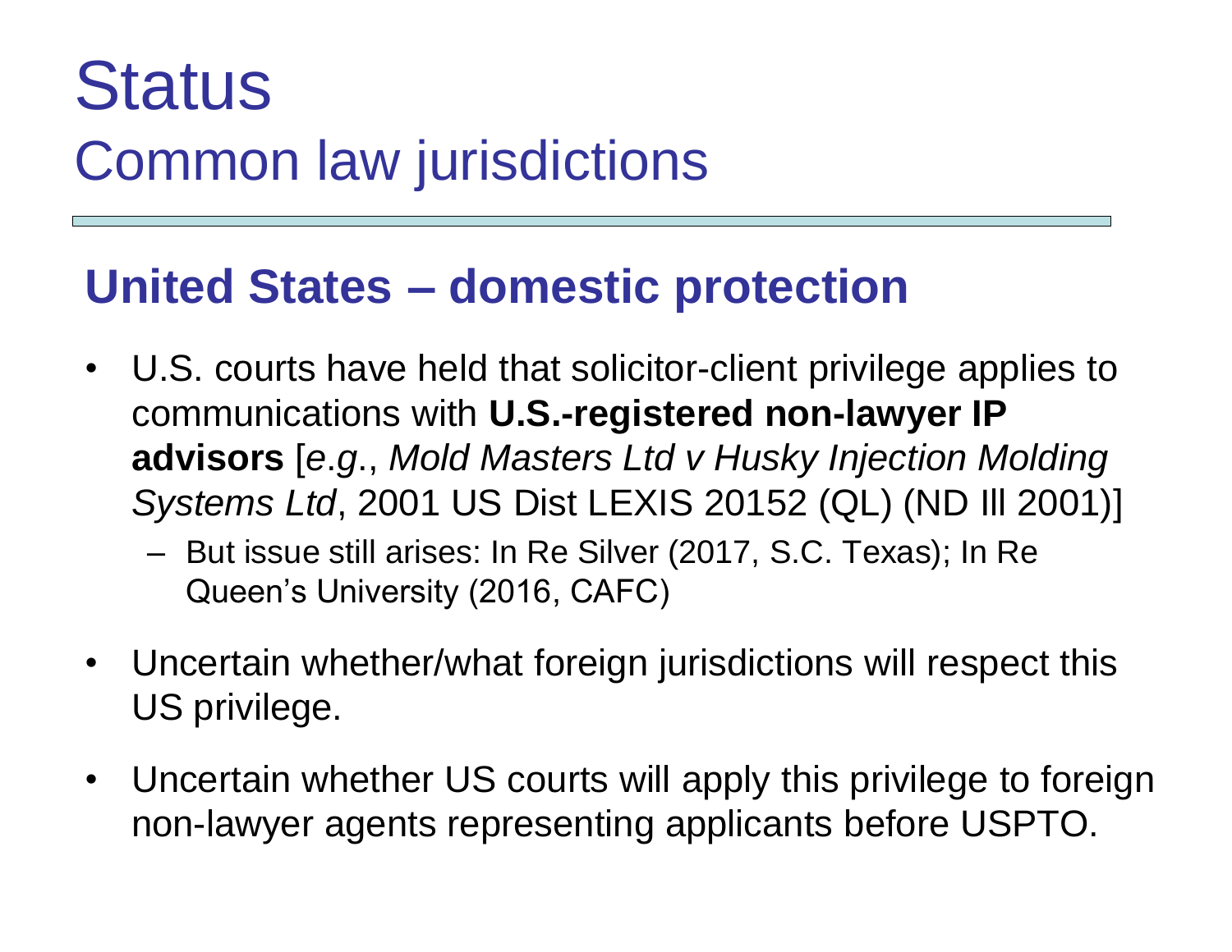# Status

## Common law jurisdictions

### United States – domestic protection

- U.S. courts have held that solicitor-client privilege applies to communications with **U.S.-registered non-lawyer IP advisors** [*e.g.*, *Mold Masters Ltd v Husky Injection Molding Systems Ltd*, 2001 US Dist LEXIS 20152 (QL) (ND Ill 2001)]
  - But issue still arises: In Re Silver (2017, S.C. Texas); In Re Queen's University (2016, CAFC)
- Uncertain whether/what foreign jurisdictions will respect this US privilege.
- Uncertain whether US courts will apply this privilege to foreign non-lawyer agents representing applicants before USPTO.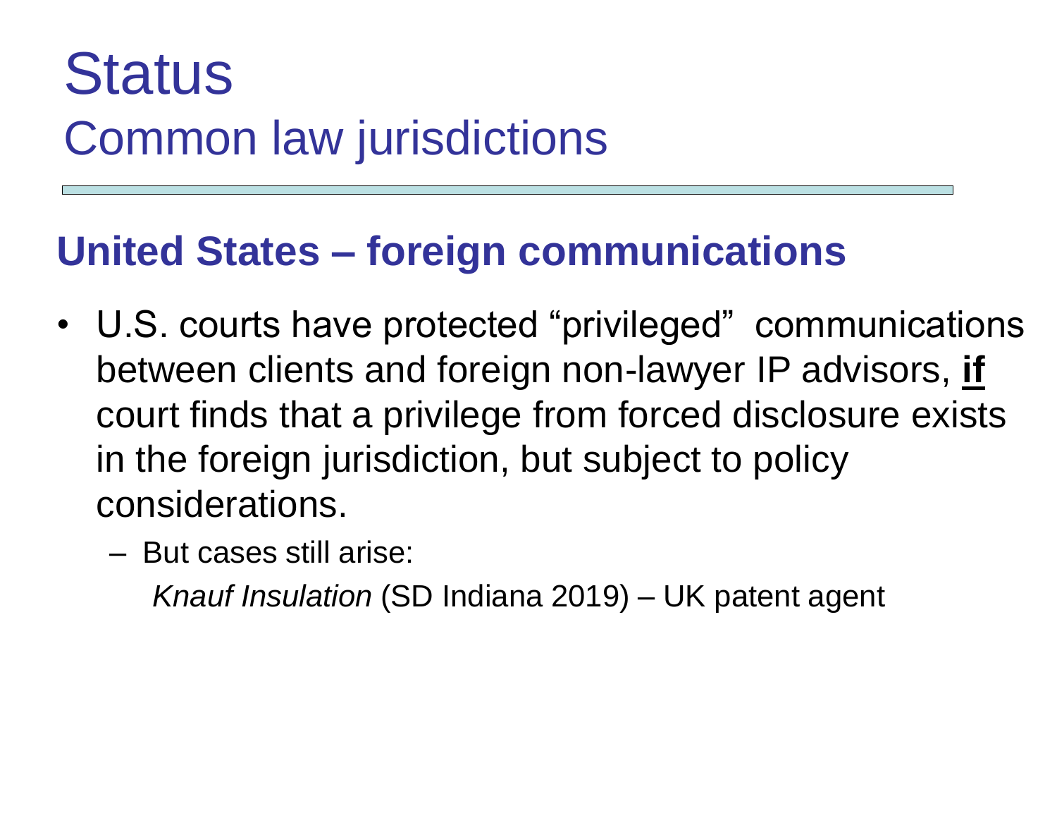# Status
## Common law jurisdictions

### United States – foreign communications

- U.S. courts have protected "privileged" communications between clients and foreign non-lawyer IP advisors, **if** court finds that a privilege from forced disclosure exists in the foreign jurisdiction, but subject to policy considerations.
  - But cases still arise:

    *Knauf Insulation* (SD Indiana 2019) – UK patent agent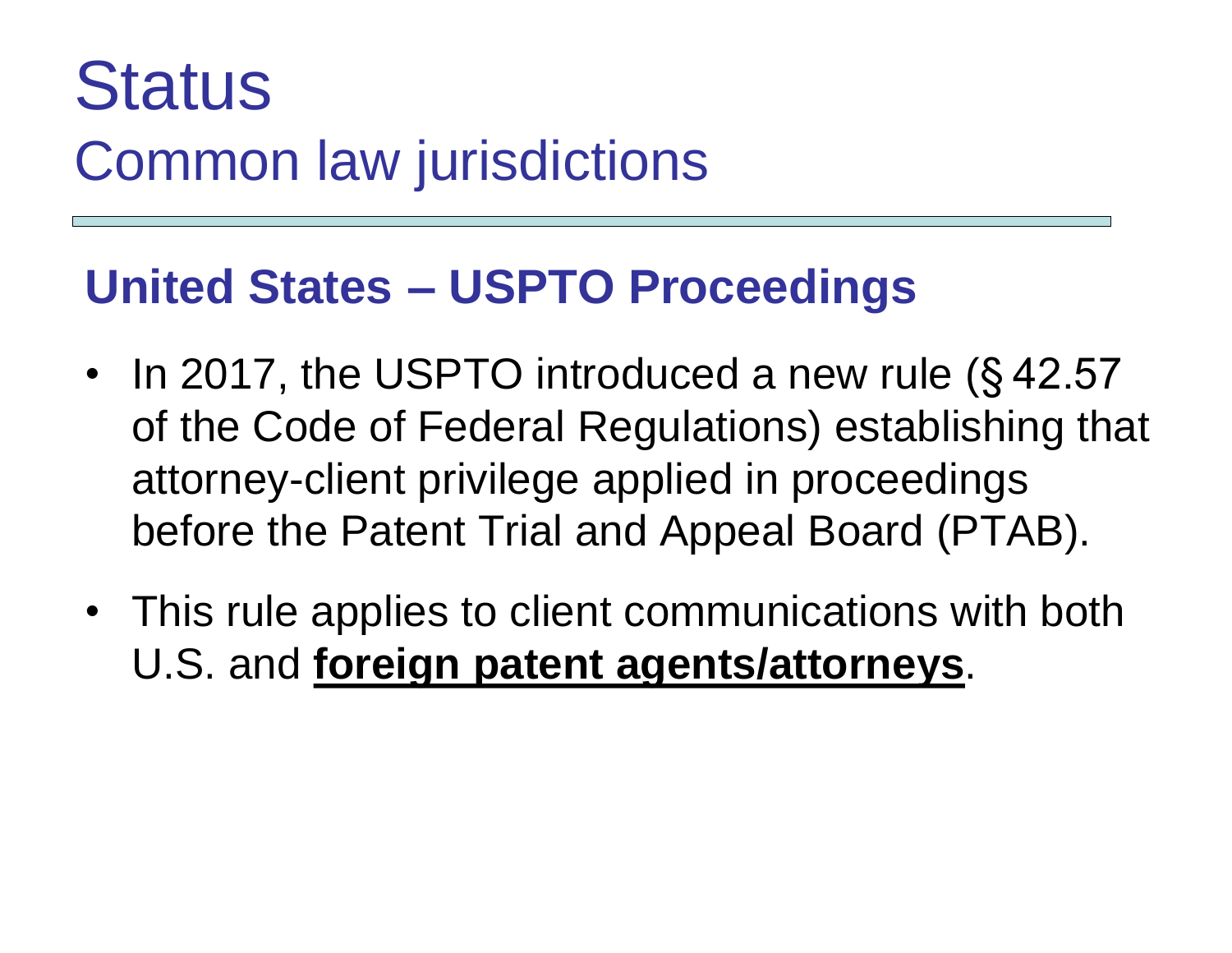# Status
## Common law jurisdictions

### United States – USPTO Proceedings

- In 2017, the USPTO introduced a new rule (§ 42.57 of the Code of Federal Regulations) establishing that attorney-client privilege applied in proceedings before the Patent Trial and Appeal Board (PTAB).
- This rule applies to client communications with both U.S. and **foreign patent agents/attorneys**.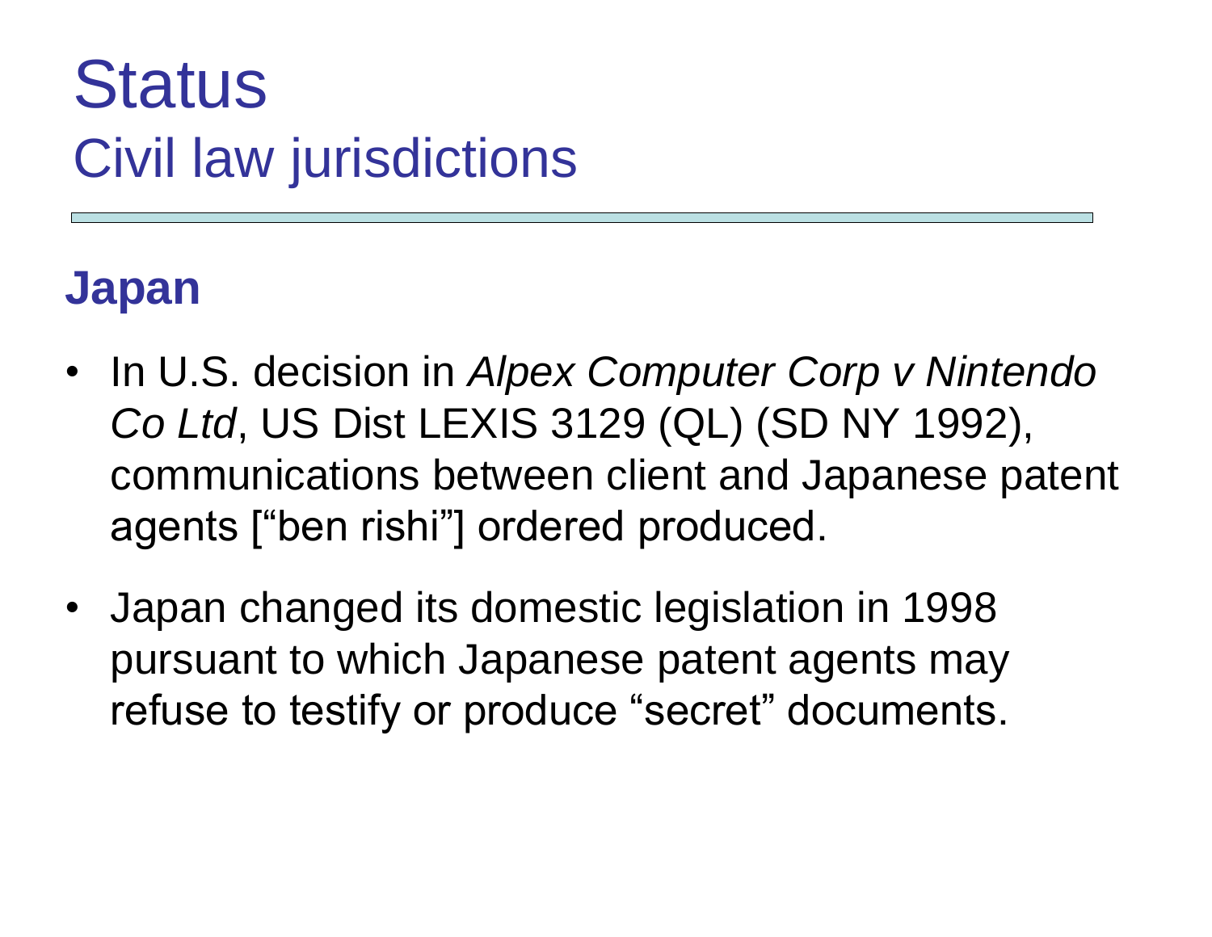# Status
## Civil law jurisdictions

### Japan

- In U.S. decision in *Alpex Computer Corp v Nintendo Co Ltd*, US Dist LEXIS 3129 (QL) (SD NY 1992), communications between client and Japanese patent agents ["ben rishi"] ordered produced.
- Japan changed its domestic legislation in 1998 pursuant to which Japanese patent agents may refuse to testify or produce "secret" documents.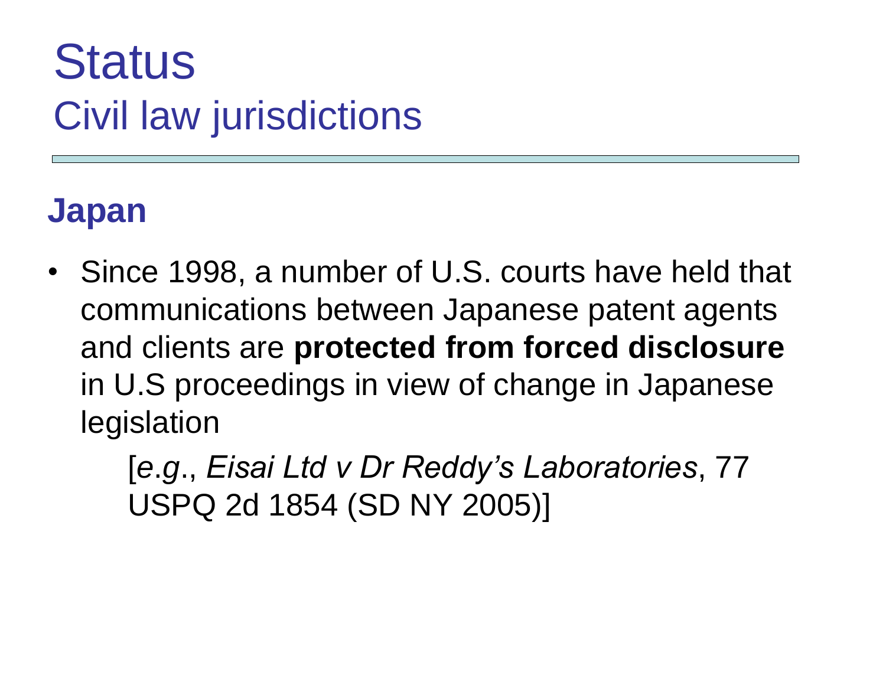# Status
## Civil law jurisdictions

### Japan

- Since 1998, a number of U.S. courts have held that communications between Japanese patent agents and clients are **protected from forced disclosure** in U.S proceedings in view of change in Japanese legislation

  [*e.g*., *Eisai Ltd v Dr Reddy's Laboratories*, 77 USPQ 2d 1854 (SD NY 2005)]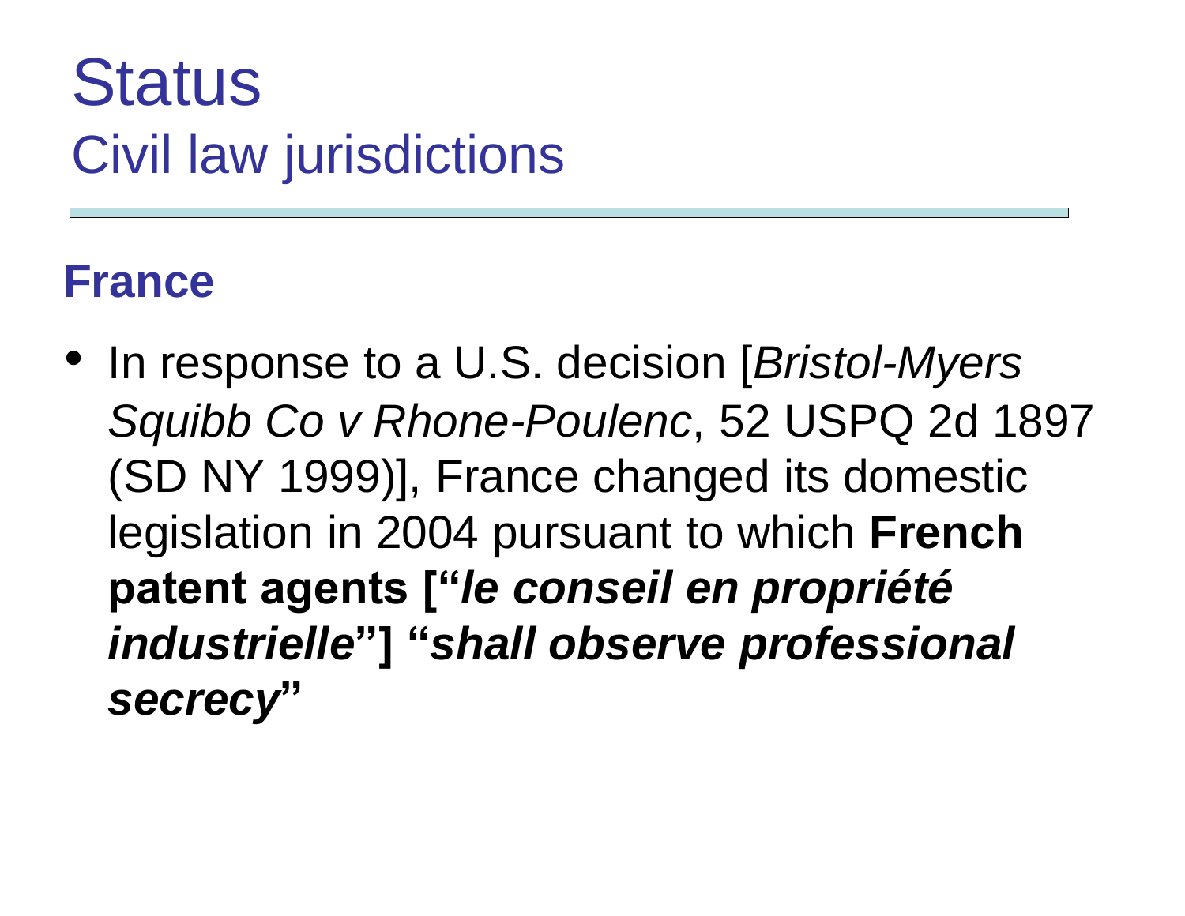# Status
## Civil law jurisdictions

### France

- In response to a U.S. decision [*Bristol-Myers Squibb Co v Rhone-Poulenc*, 52 USPQ 2d 1897 (SD NY 1999)], France changed its domestic legislation in 2004 pursuant to which **French patent agents ["*le conseil en propriété industrielle*"] "*shall observe professional secrecy*"**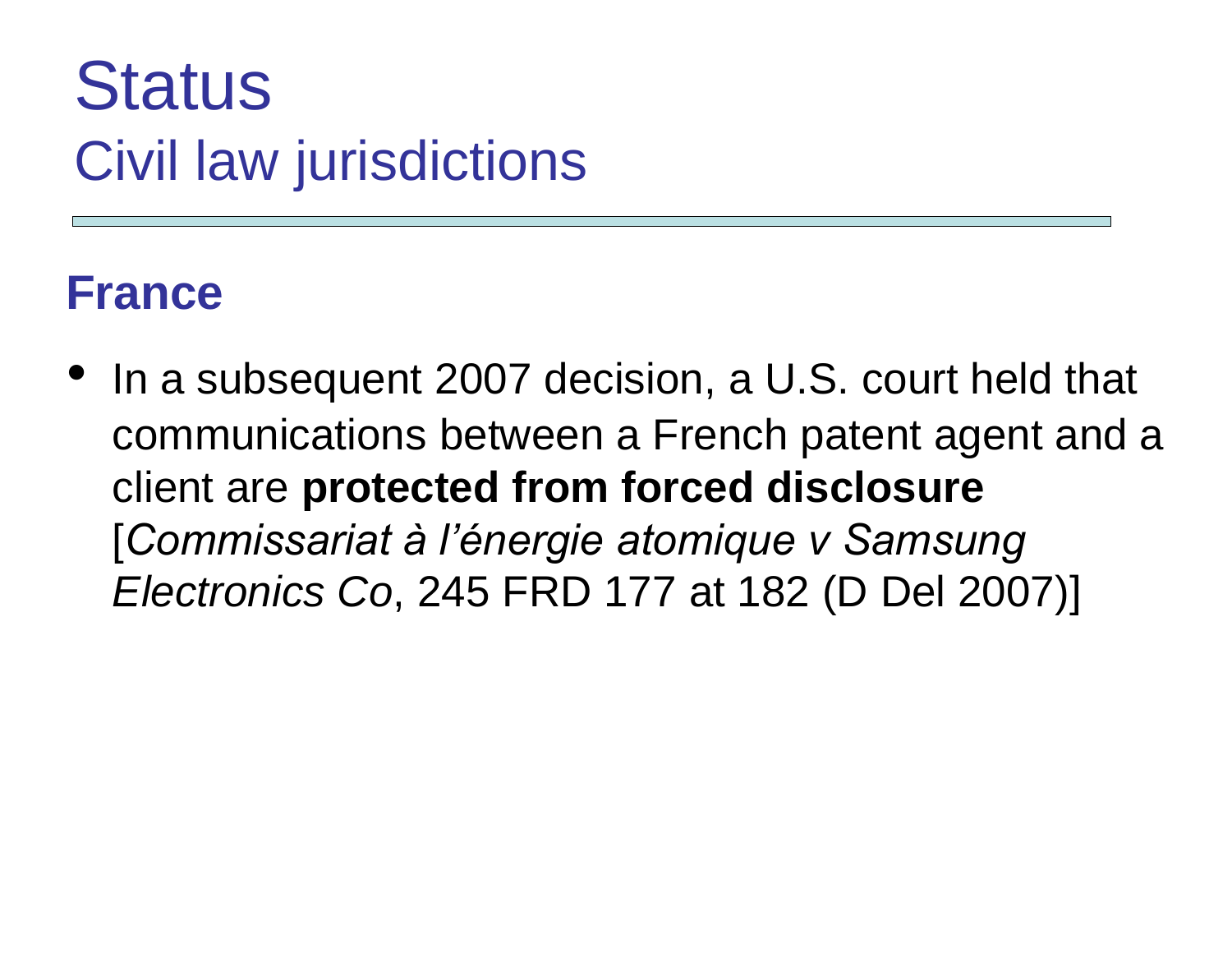# Status
## Civil law jurisdictions

### France

- In a subsequent 2007 decision, a U.S. court held that communications between a French patent agent and a client are **protected from forced disclosure** [*Commissariat à l'énergie atomique v Samsung Electronics Co*, 245 FRD 177 at 182 (D Del 2007)]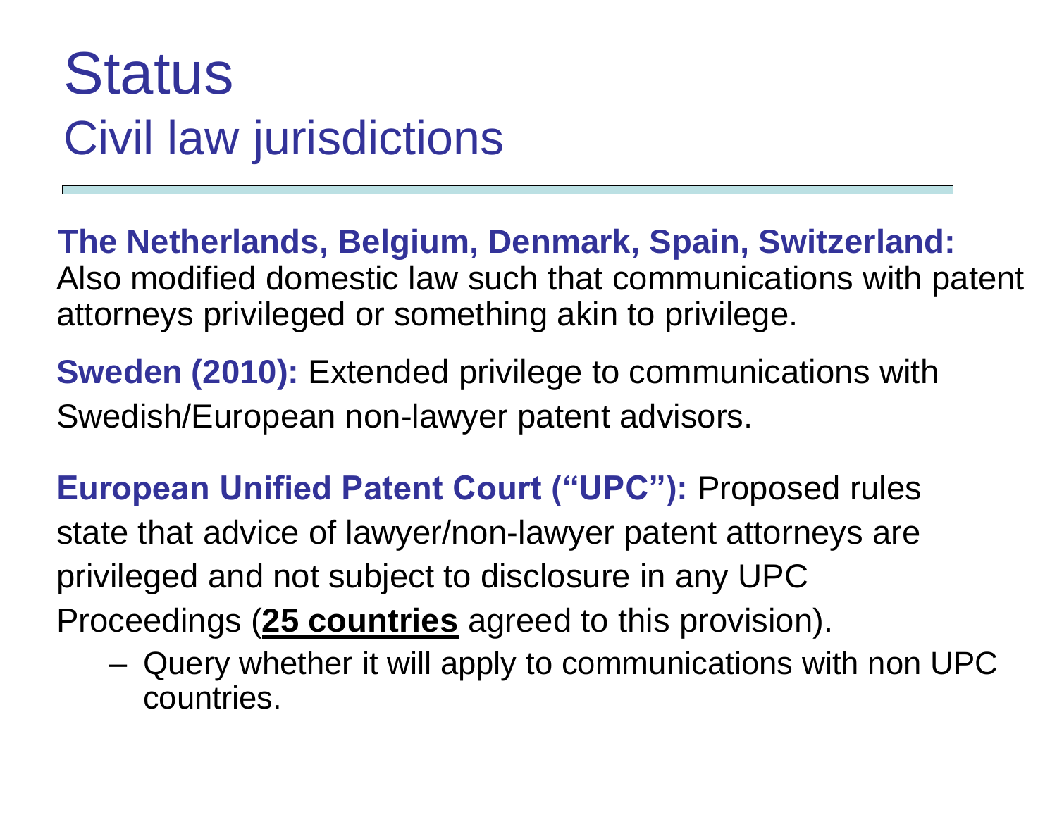# Status
## Civil law jurisdictions

**The Netherlands, Belgium, Denmark, Spain, Switzerland:** Also modified domestic law such that communications with patent attorneys privileged or something akin to privilege.

**Sweden (2010):** Extended privilege to communications with Swedish/European non-lawyer patent advisors.

**European Unified Patent Court ("UPC"):** Proposed rules state that advice of lawyer/non-lawyer patent attorneys are privileged and not subject to disclosure in any UPC Proceedings (**25 countries** agreed to this provision).

- Query whether it will apply to communications with non UPC countries.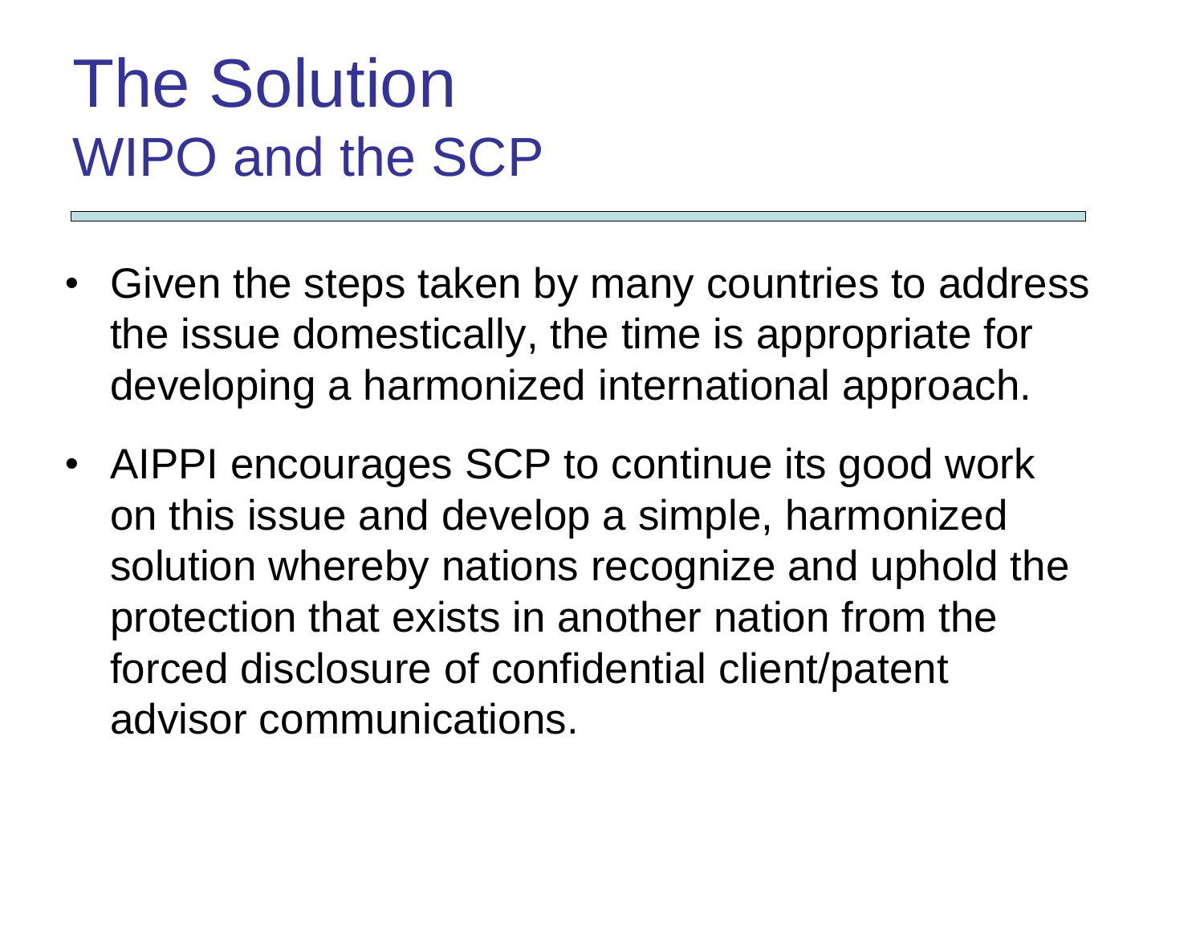# The Solution

## WIPO and the SCP

- Given the steps taken by many countries to address the issue domestically, the time is appropriate for developing a harmonized international approach.
- AIPPI encourages SCP to continue its good work on this issue and develop a simple, harmonized solution whereby nations recognize and uphold the protection that exists in another nation from the forced disclosure of confidential client/patent advisor communications.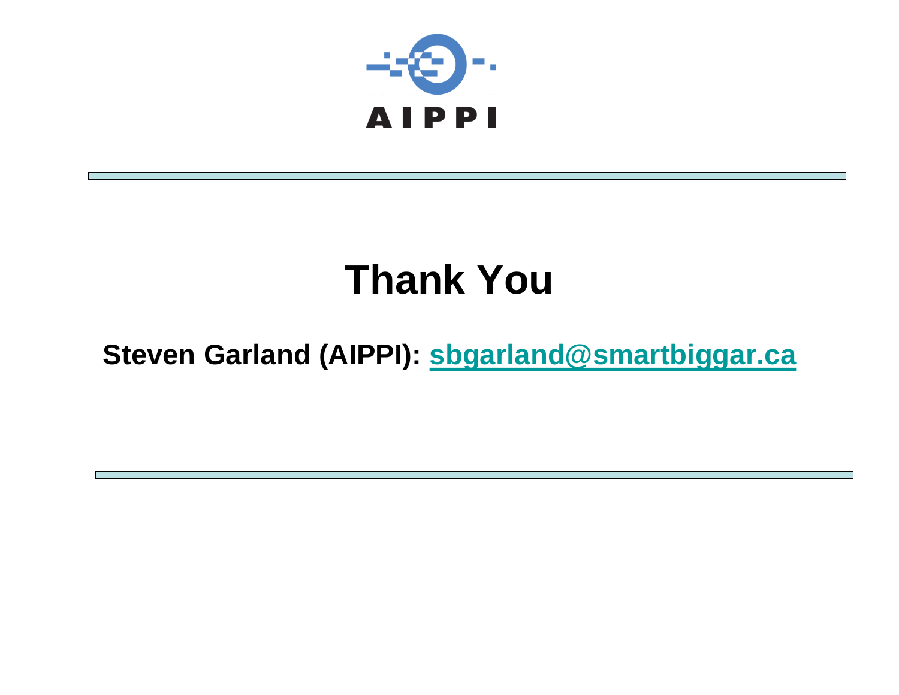AIPPI

# Thank You

**Steven Garland (AIPPI): sbgarland@smartbiggar.ca**